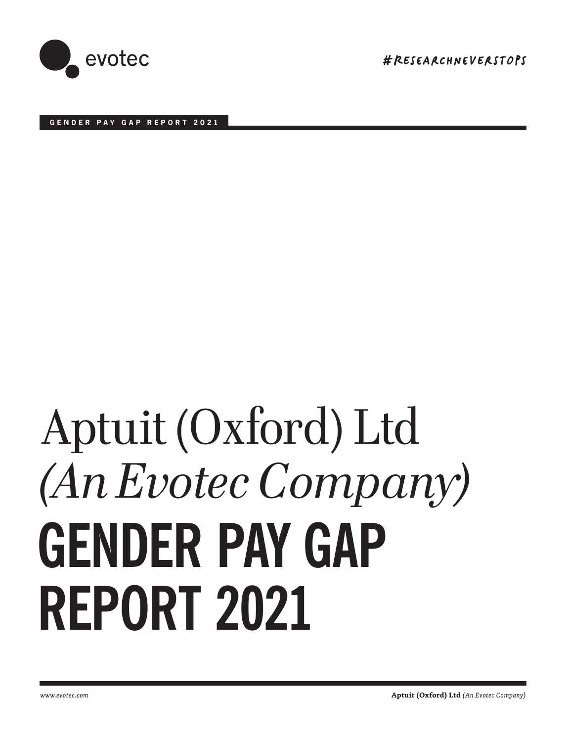evotec

#RESEARCHNEVERSTOPS

GENDER PAY GAP REPORT 2021

# Aptuit (Oxford) Ltd
*(An Evotec Company)*

# GENDER PAY GAP REPORT 2021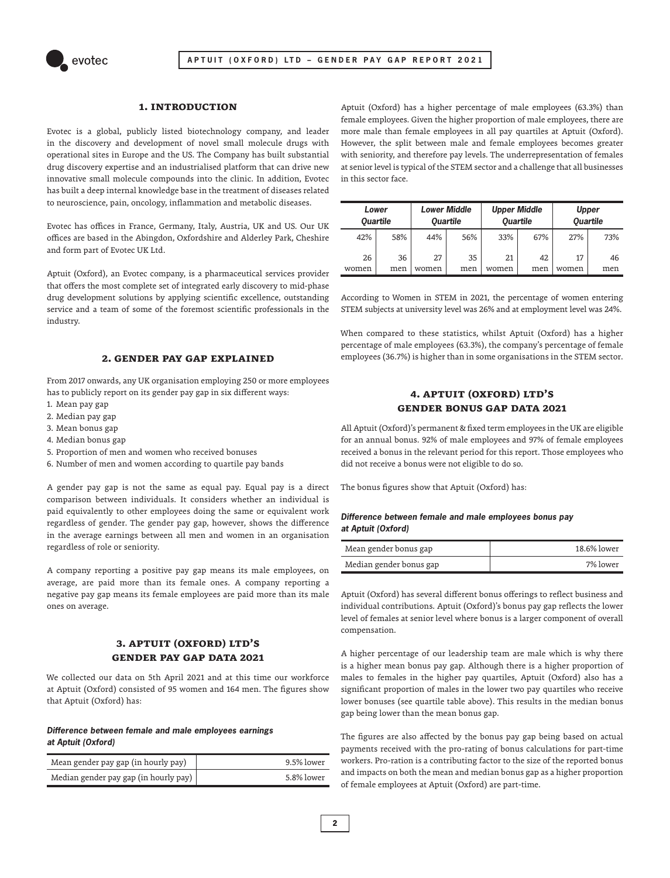## 1. INTRODUCTION

Evotec is a global, publicly listed biotechnology company, and leader in the discovery and development of novel small molecule drugs with operational sites in Europe and the US. The Company has built substantial drug discovery expertise and an industrialised platform that can drive new innovative small molecule compounds into the clinic. In addition, Evotec has built a deep internal knowledge base in the treatment of diseases related to neuroscience, pain, oncology, inflammation and metabolic diseases.

Evotec has offices in France, Germany, Italy, Austria, UK and US. Our UK offices are based in the Abingdon, Oxfordshire and Alderley Park, Cheshire and form part of Evotec UK Ltd.

Aptuit (Oxford), an Evotec company, is a pharmaceutical services provider that offers the most complete set of integrated early discovery to mid-phase drug development solutions by applying scientific excellence, outstanding service and a team of some of the foremost scientific professionals in the industry.

## 2. GENDER PAY GAP EXPLAINED

From 2017 onwards, any UK organisation employing 250 or more employees has to publicly report on its gender pay gap in six different ways:

1. Mean pay gap
2. Median pay gap
3. Mean bonus gap
4. Median bonus gap
5. Proportion of men and women who received bonuses
6. Number of men and women according to quartile pay bands

A gender pay gap is not the same as equal pay. Equal pay is a direct comparison between individuals. It considers whether an individual is paid equivalently to other employees doing the same or equivalent work regardless of gender. The gender pay gap, however, shows the difference in the average earnings between all men and women in an organisation regardless of role or seniority.

A company reporting a positive pay gap means its male employees, on average, are paid more than its female ones. A company reporting a negative pay gap means its female employees are paid more than its male ones on average.

## 3. APTUIT (OXFORD) LTD'S GENDER PAY GAP DATA 2021

We collected our data on 5th April 2021 and at this time our workforce at Aptuit (Oxford) consisted of 95 women and 164 men. The figures show that Aptuit (Oxford) has:

***Difference between female and male employees earnings at Aptuit (Oxford)***

| | |
|---|---|
| Mean gender pay gap (in hourly pay) | 9.5% lower |
| Median gender pay gap (in hourly pay) | 5.8% lower |

Aptuit (Oxford) has a higher percentage of male employees (63.3%) than female employees. Given the higher proportion of male employees, there are more male than female employees in all pay quartiles at Aptuit (Oxford). However, the split between male and female employees becomes greater with seniority, and therefore pay levels. The underrepresentation of females at senior level is typical of the STEM sector and a challenge that all businesses in this sector face.

| *Lower Quartile* | | *Lower Middle Quartile* | | *Upper Middle Quartile* | | *Upper Quartile* | |
|---|---|---|---|---|---|---|---|
| 42% | 58% | 44% | 56% | 33% | 67% | 27% | 73% |
| 26 women | 36 men | 27 women | 35 men | 21 women | 42 men | 17 women | 46 men |

According to Women in STEM in 2021, the percentage of women entering STEM subjects at university level was 26% and at employment level was 24%.

When compared to these statistics, whilst Aptuit (Oxford) has a higher percentage of male employees (63.3%), the company's percentage of female employees (36.7%) is higher than in some organisations in the STEM sector.

## 4. APTUIT (OXFORD) LTD'S GENDER BONUS GAP DATA 2021

All Aptuit (Oxford)'s permanent & fixed term employees in the UK are eligible for an annual bonus. 92% of male employees and 97% of female employees received a bonus in the relevant period for this report. Those employees who did not receive a bonus were not eligible to do so.

The bonus figures show that Aptuit (Oxford) has:

***Difference between female and male employees bonus pay at Aptuit (Oxford)***

| | |
|---|---|
| Mean gender bonus gap | 18.6% lower |
| Median gender bonus gap | 7% lower |

Aptuit (Oxford) has several different bonus offerings to reflect business and individual contributions. Aptuit (Oxford)'s bonus pay gap reflects the lower level of females at senior level where bonus is a larger component of overall compensation.

A higher percentage of our leadership team are male which is why there is a higher mean bonus pay gap. Although there is a higher proportion of males to females in the higher pay quartiles, Aptuit (Oxford) also has a significant proportion of males in the lower two pay quartiles who receive lower bonuses (see quartile table above). This results in the median bonus gap being lower than the mean bonus gap.

The figures are also affected by the bonus pay gap being based on actual payments received with the pro-rating of bonus calculations for part-time workers. Pro-ration is a contributing factor to the size of the reported bonus and impacts on both the mean and median bonus gap as a higher proportion of female employees at Aptuit (Oxford) are part-time.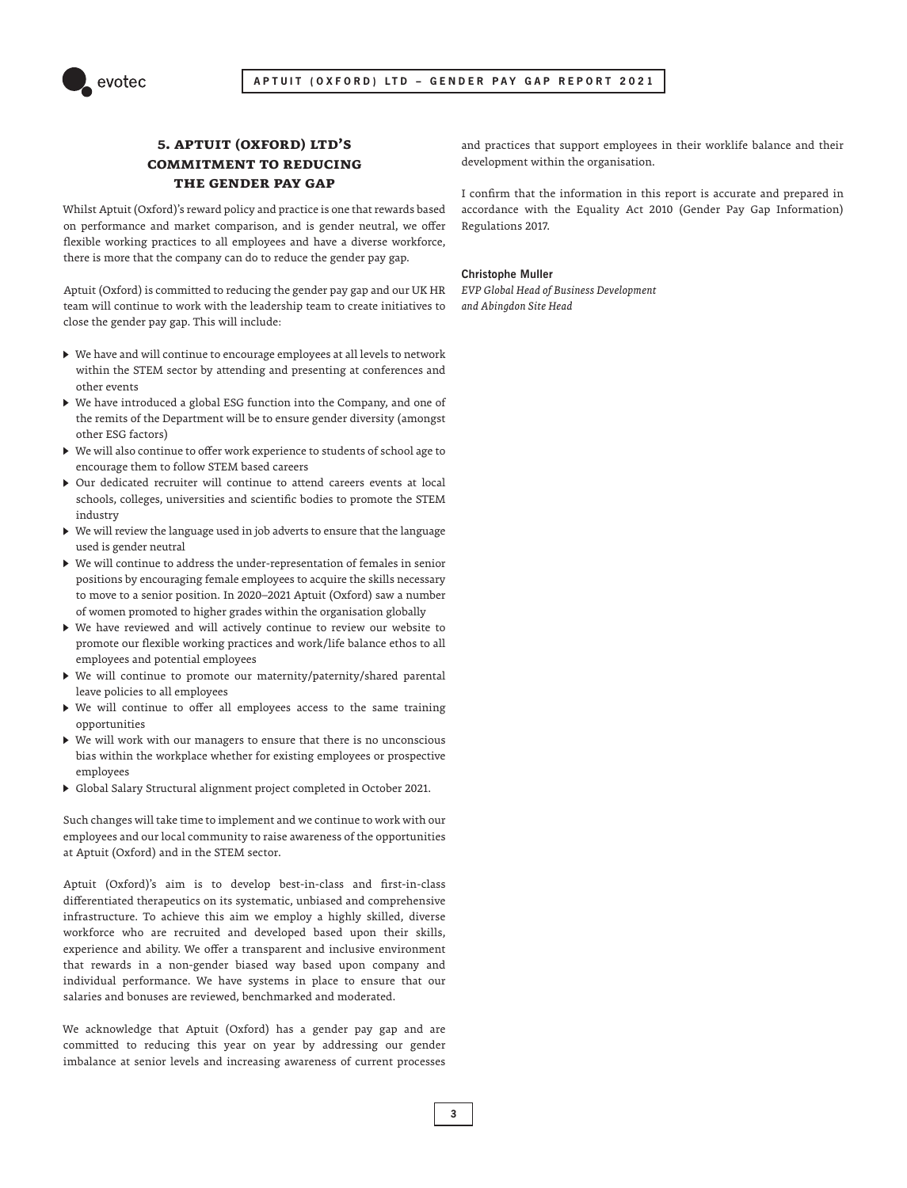## 5. APTUIT (OXFORD) LTD'S COMMITMENT TO REDUCING THE GENDER PAY GAP

Whilst Aptuit (Oxford)'s reward policy and practice is one that rewards based on performance and market comparison, and is gender neutral, we offer flexible working practices to all employees and have a diverse workforce, there is more that the company can do to reduce the gender pay gap.

Aptuit (Oxford) is committed to reducing the gender pay gap and our UK HR team will continue to work with the leadership team to create initiatives to close the gender pay gap. This will include:

- We have and will continue to encourage employees at all levels to network within the STEM sector by attending and presenting at conferences and other events
- We have introduced a global ESG function into the Company, and one of the remits of the Department will be to ensure gender diversity (amongst other ESG factors)
- We will also continue to offer work experience to students of school age to encourage them to follow STEM based careers
- Our dedicated recruiter will continue to attend careers events at local schools, colleges, universities and scientific bodies to promote the STEM industry
- We will review the language used in job adverts to ensure that the language used is gender neutral
- We will continue to address the under-representation of females in senior positions by encouraging female employees to acquire the skills necessary to move to a senior position. In 2020–2021 Aptuit (Oxford) saw a number of women promoted to higher grades within the organisation globally
- We have reviewed and will actively continue to review our website to promote our flexible working practices and work/life balance ethos to all employees and potential employees
- We will continue to promote our maternity/paternity/shared parental leave policies to all employees
- We will continue to offer all employees access to the same training opportunities
- We will work with our managers to ensure that there is no unconscious bias within the workplace whether for existing employees or prospective employees
- Global Salary Structural alignment project completed in October 2021.

Such changes will take time to implement and we continue to work with our employees and our local community to raise awareness of the opportunities at Aptuit (Oxford) and in the STEM sector.

Aptuit (Oxford)'s aim is to develop best-in-class and first-in-class differentiated therapeutics on its systematic, unbiased and comprehensive infrastructure. To achieve this aim we employ a highly skilled, diverse workforce who are recruited and developed based upon their skills, experience and ability. We offer a transparent and inclusive environment that rewards in a non-gender biased way based upon company and individual performance. We have systems in place to ensure that our salaries and bonuses are reviewed, benchmarked and moderated.

We acknowledge that Aptuit (Oxford) has a gender pay gap and are committed to reducing this year on year by addressing our gender imbalance at senior levels and increasing awareness of current processes and practices that support employees in their worklife balance and their development within the organisation.

I confirm that the information in this report is accurate and prepared in accordance with the Equality Act 2010 (Gender Pay Gap Information) Regulations 2017.

**Christophe Muller**
*EVP Global Head of Business Development and Abingdon Site Head*